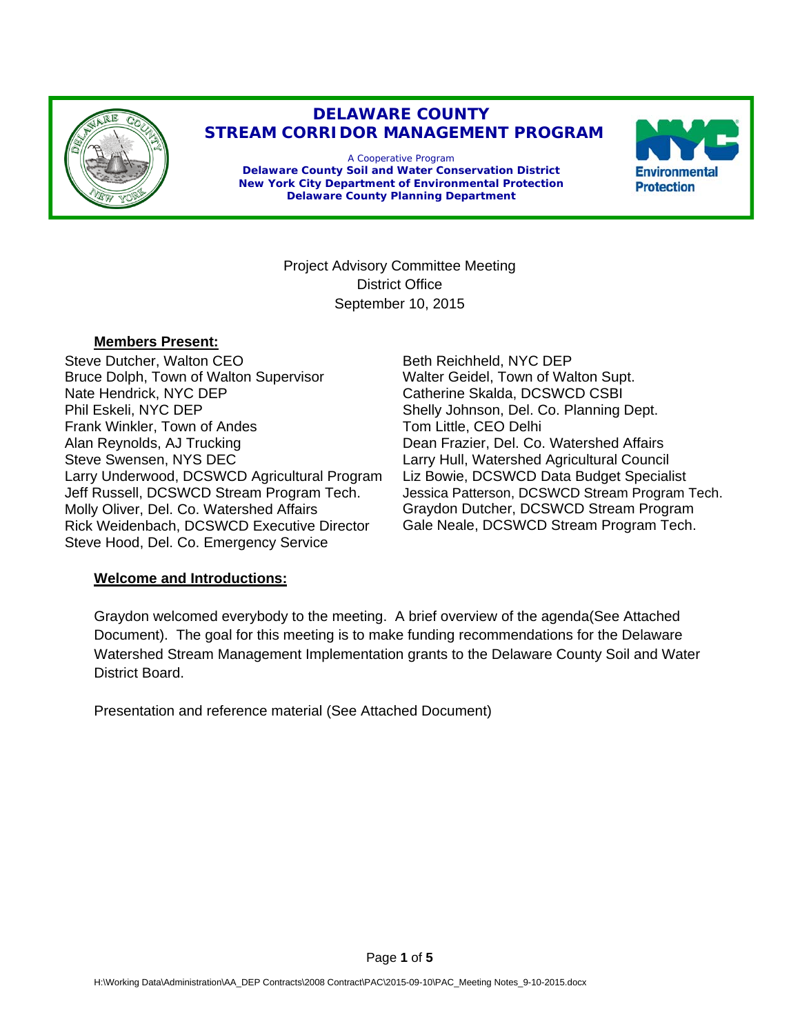# DELAWARE COUNTY STREAM CORRIDOR MANAGEMENT PROGRAM

A Cooperative Program

**Delaware County Soil and Water Conservation District**
**New York City Department of Environmental Protection**
**Delaware County Planning Department**

Project Advisory Committee Meeting
District Office
September 10, 2015

**Members Present:**

Steve Dutcher, Walton CEO
Bruce Dolph, Town of Walton Supervisor
Nate Hendrick, NYC DEP
Phil Eskeli, NYC DEP
Frank Winkler, Town of Andes
Alan Reynolds, AJ Trucking
Steve Swensen, NYS DEC
Larry Underwood, DCSWCD Agricultural Program
Jeff Russell, DCSWCD Stream Program Tech.
Molly Oliver, Del. Co. Watershed Affairs
Rick Weidenbach, DCSWCD Executive Director
Steve Hood, Del. Co. Emergency Service
Beth Reichheld, NYC DEP
Walter Geidel, Town of Walton Supt.
Catherine Skalda, DCSWCD CSBI
Shelly Johnson, Del. Co. Planning Dept.
Tom Little, CEO Delhi
Dean Frazier, Del. Co. Watershed Affairs
Larry Hull, Watershed Agricultural Council
Liz Bowie, DCSWCD Data Budget Specialist
Jessica Patterson, DCSWCD Stream Program Tech.
Graydon Dutcher, DCSWCD Stream Program
Gale Neale, DCSWCD Stream Program Tech.

**Welcome and Introductions:**

Graydon welcomed everybody to the meeting. A brief overview of the agenda(See Attached Document). The goal for this meeting is to make funding recommendations for the Delaware Watershed Stream Management Implementation grants to the Delaware County Soil and Water District Board.

Presentation and reference material (See Attached Document)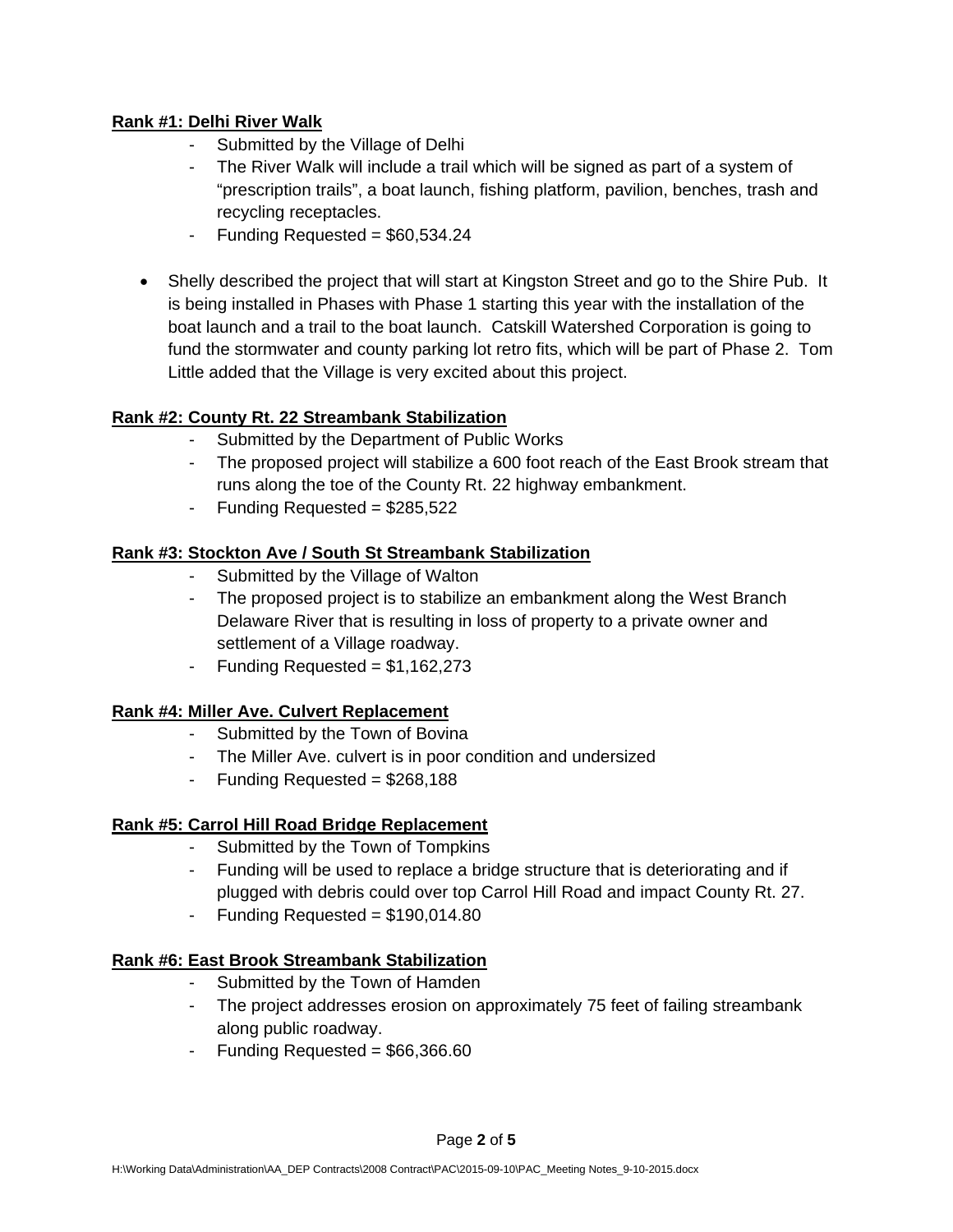**Rank #1: Delhi River Walk**

- Submitted by the Village of Delhi
- The River Walk will include a trail which will be signed as part of a system of "prescription trails", a boat launch, fishing platform, pavilion, benches, trash and recycling receptacles.
- Funding Requested = $60,534.24

- Shelly described the project that will start at Kingston Street and go to the Shire Pub. It is being installed in Phases with Phase 1 starting this year with the installation of the boat launch and a trail to the boat launch. Catskill Watershed Corporation is going to fund the stormwater and county parking lot retro fits, which will be part of Phase 2. Tom Little added that the Village is very excited about this project.

**Rank #2: County Rt. 22 Streambank Stabilization**

- Submitted by the Department of Public Works
- The proposed project will stabilize a 600 foot reach of the East Brook stream that runs along the toe of the County Rt. 22 highway embankment.
- Funding Requested = $285,522

**Rank #3: Stockton Ave / South St Streambank Stabilization**

- Submitted by the Village of Walton
- The proposed project is to stabilize an embankment along the West Branch Delaware River that is resulting in loss of property to a private owner and settlement of a Village roadway.
- Funding Requested = $1,162,273

**Rank #4: Miller Ave. Culvert Replacement**

- Submitted by the Town of Bovina
- The Miller Ave. culvert is in poor condition and undersized
- Funding Requested = $268,188

**Rank #5: Carrol Hill Road Bridge Replacement**

- Submitted by the Town of Tompkins
- Funding will be used to replace a bridge structure that is deteriorating and if plugged with debris could over top Carrol Hill Road and impact County Rt. 27.
- Funding Requested = $190,014.80

**Rank #6: East Brook Streambank Stabilization**

- Submitted by the Town of Hamden
- The project addresses erosion on approximately 75 feet of failing streambank along public roadway.
- Funding Requested = $66,366.60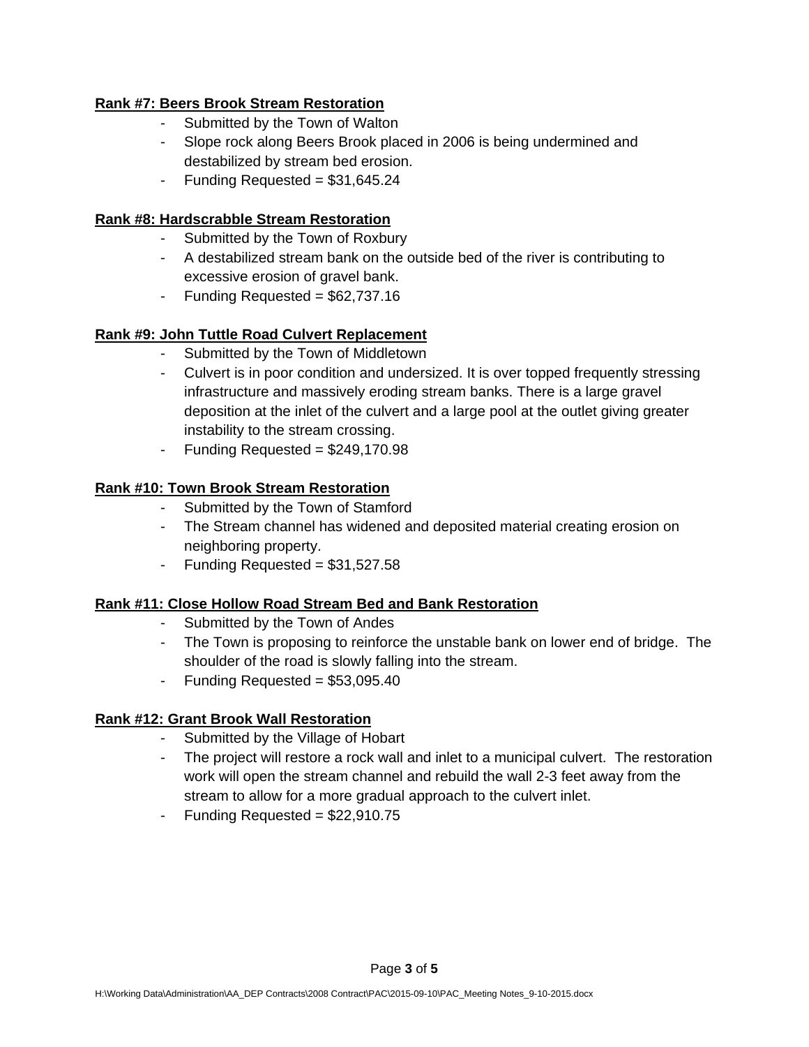**Rank #7: Beers Brook Stream Restoration**

- Submitted by the Town of Walton
- Slope rock along Beers Brook placed in 2006 is being undermined and destabilized by stream bed erosion.
- Funding Requested = $31,645.24

**Rank #8: Hardscrabble Stream Restoration**

- Submitted by the Town of Roxbury
- A destabilized stream bank on the outside bed of the river is contributing to excessive erosion of gravel bank.
- Funding Requested = $62,737.16

**Rank #9: John Tuttle Road Culvert Replacement**

- Submitted by the Town of Middletown
- Culvert is in poor condition and undersized. It is over topped frequently stressing infrastructure and massively eroding stream banks. There is a large gravel deposition at the inlet of the culvert and a large pool at the outlet giving greater instability to the stream crossing.
- Funding Requested = $249,170.98

**Rank #10: Town Brook Stream Restoration**

- Submitted by the Town of Stamford
- The Stream channel has widened and deposited material creating erosion on neighboring property.
- Funding Requested = $31,527.58

**Rank #11: Close Hollow Road Stream Bed and Bank Restoration**

- Submitted by the Town of Andes
- The Town is proposing to reinforce the unstable bank on lower end of bridge. The shoulder of the road is slowly falling into the stream.
- Funding Requested = $53,095.40

**Rank #12: Grant Brook Wall Restoration**

- Submitted by the Village of Hobart
- The project will restore a rock wall and inlet to a municipal culvert. The restoration work will open the stream channel and rebuild the wall 2-3 feet away from the stream to allow for a more gradual approach to the culvert inlet.
- Funding Requested = $22,910.75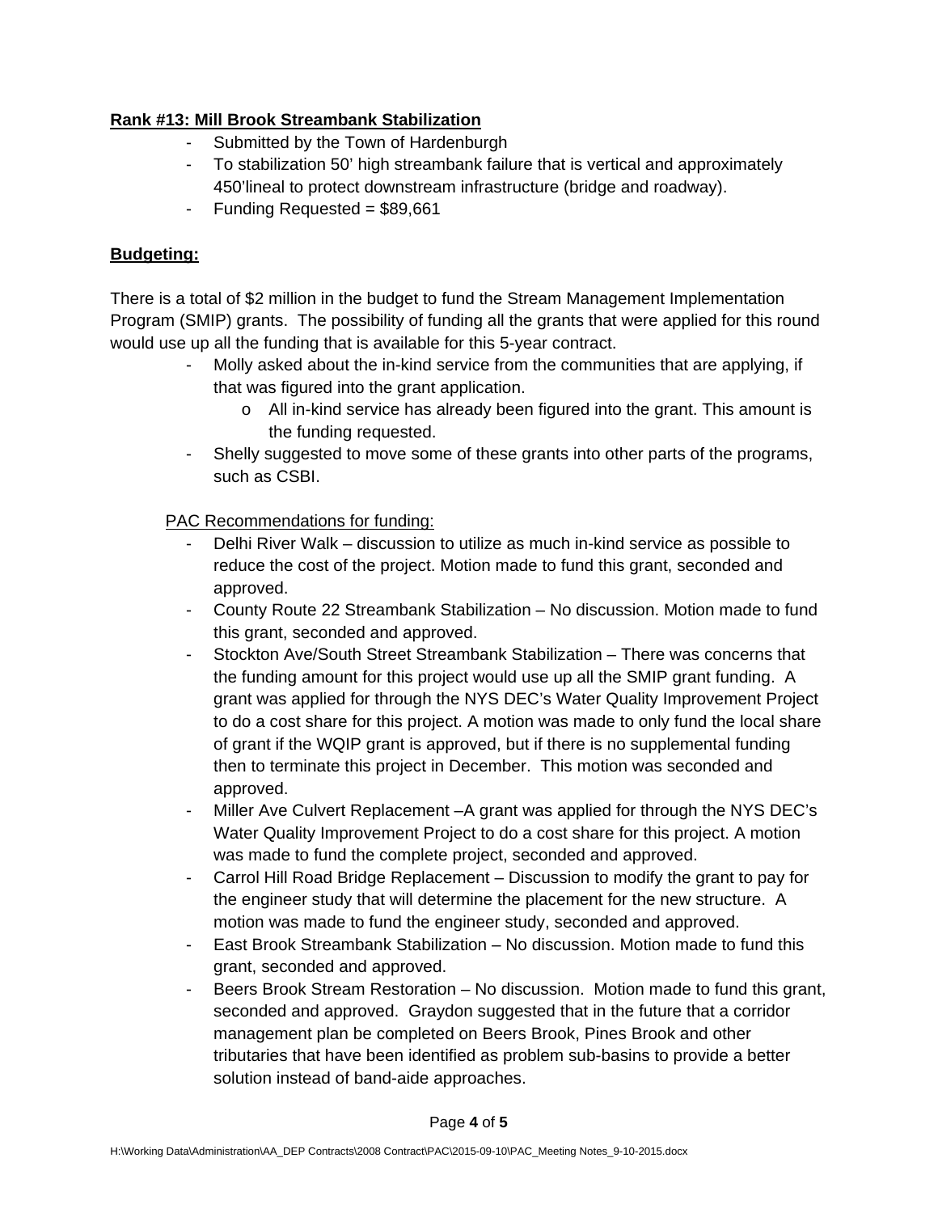**Rank #13: Mill Brook Streambank Stabilization**

- Submitted by the Town of Hardenburgh
- To stabilization 50' high streambank failure that is vertical and approximately 450'lineal to protect downstream infrastructure (bridge and roadway).
- Funding Requested = $89,661

**Budgeting:**

There is a total of $2 million in the budget to fund the Stream Management Implementation Program (SMIP) grants. The possibility of funding all the grants that were applied for this round would use up all the funding that is available for this 5-year contract.

- Molly asked about the in-kind service from the communities that are applying, if that was figured into the grant application.
    - All in-kind service has already been figured into the grant. This amount is the funding requested.
- Shelly suggested to move some of these grants into other parts of the programs, such as CSBI.

PAC Recommendations for funding:

- Delhi River Walk – discussion to utilize as much in-kind service as possible to reduce the cost of the project. Motion made to fund this grant, seconded and approved.
- County Route 22 Streambank Stabilization – No discussion. Motion made to fund this grant, seconded and approved.
- Stockton Ave/South Street Streambank Stabilization – There was concerns that the funding amount for this project would use up all the SMIP grant funding. A grant was applied for through the NYS DEC's Water Quality Improvement Project to do a cost share for this project. A motion was made to only fund the local share of grant if the WQIP grant is approved, but if there is no supplemental funding then to terminate this project in December. This motion was seconded and approved.
- Miller Ave Culvert Replacement –A grant was applied for through the NYS DEC's Water Quality Improvement Project to do a cost share for this project. A motion was made to fund the complete project, seconded and approved.
- Carrol Hill Road Bridge Replacement – Discussion to modify the grant to pay for the engineer study that will determine the placement for the new structure. A motion was made to fund the engineer study, seconded and approved.
- East Brook Streambank Stabilization – No discussion. Motion made to fund this grant, seconded and approved.
- Beers Brook Stream Restoration – No discussion. Motion made to fund this grant, seconded and approved. Graydon suggested that in the future that a corridor management plan be completed on Beers Brook, Pines Brook and other tributaries that have been identified as problem sub-basins to provide a better solution instead of band-aide approaches.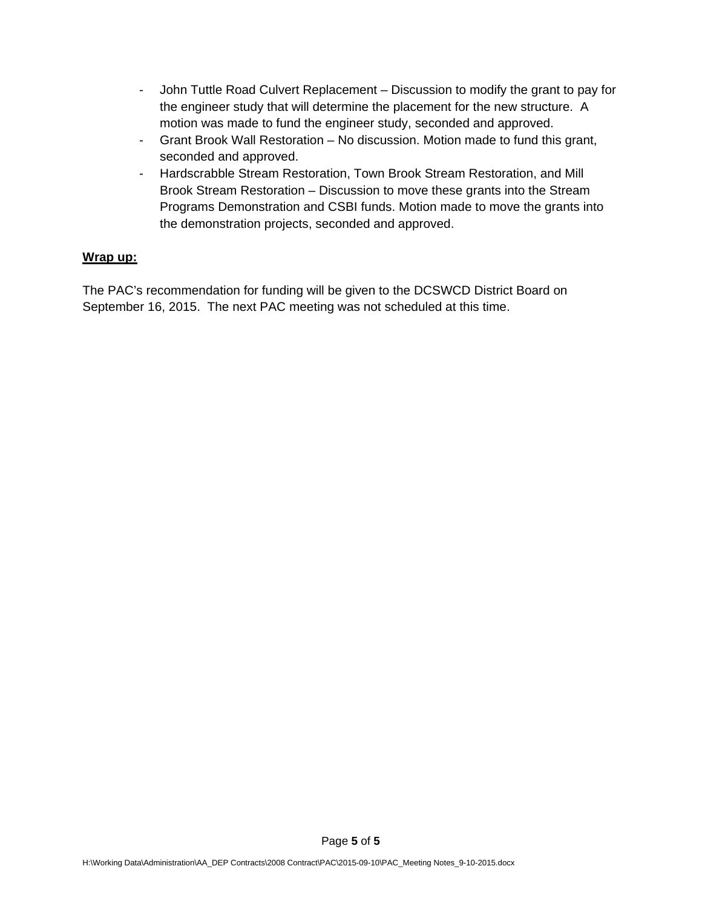- John Tuttle Road Culvert Replacement – Discussion to modify the grant to pay for the engineer study that will determine the placement for the new structure. A motion was made to fund the engineer study, seconded and approved.
- Grant Brook Wall Restoration – No discussion. Motion made to fund this grant, seconded and approved.
- Hardscrabble Stream Restoration, Town Brook Stream Restoration, and Mill Brook Stream Restoration – Discussion to move these grants into the Stream Programs Demonstration and CSBI funds. Motion made to move the grants into the demonstration projects, seconded and approved.

**Wrap up:**

The PAC's recommendation for funding will be given to the DCSWCD District Board on September 16, 2015. The next PAC meeting was not scheduled at this time.